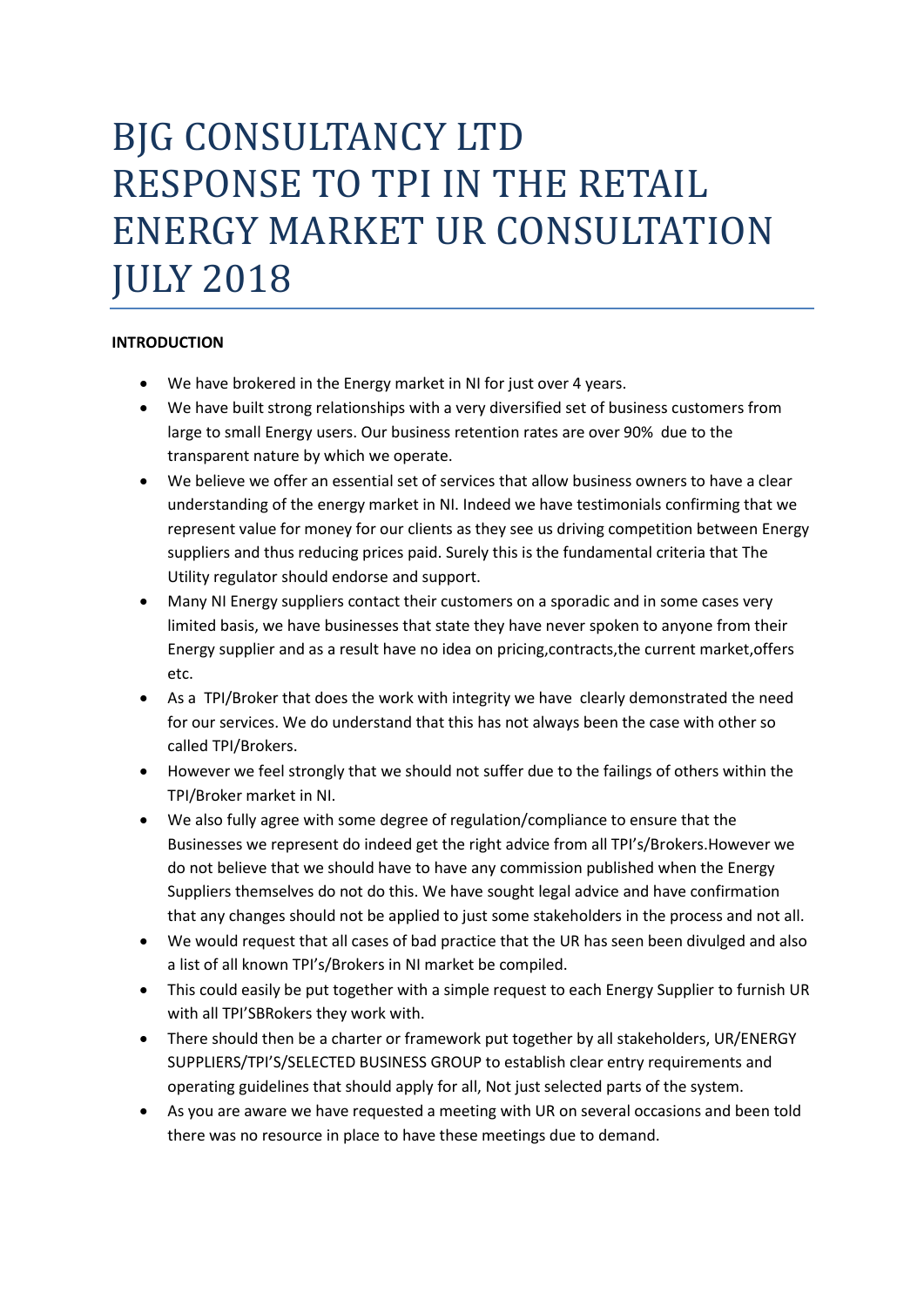# BJG CONSULTANCY LTD RESPONSE TO TPI IN THE RETAIL ENERGY MARKET UR CONSULTATION JULY 2018

**INTRODUCTION**

- We have brokered in the Energy market in NI for just over 4 years.
- We have built strong relationships with a very diversified set of business customers from large to small Energy users. Our business retention rates are over 90% due to the transparent nature by which we operate.
- We believe we offer an essential set of services that allow business owners to have a clear understanding of the energy market in NI. Indeed we have testimonials confirming that we represent value for money for our clients as they see us driving competition between Energy suppliers and thus reducing prices paid. Surely this is the fundamental criteria that The Utility regulator should endorse and support.
- Many NI Energy suppliers contact their customers on a sporadic and in some cases very limited basis, we have businesses that state they have never spoken to anyone from their Energy supplier and as a result have no idea on pricing,contracts,the current market,offers etc.
- As a TPI/Broker that does the work with integrity we have clearly demonstrated the need for our services. We do understand that this has not always been the case with other so called TPI/Brokers.
- However we feel strongly that we should not suffer due to the failings of others within the TPI/Broker market in NI.
- We also fully agree with some degree of regulation/compliance to ensure that the Businesses we represent do indeed get the right advice from all TPI's/Brokers.However we do not believe that we should have to have any commission published when the Energy Suppliers themselves do not do this. We have sought legal advice and have confirmation that any changes should not be applied to just some stakeholders in the process and not all.
- We would request that all cases of bad practice that the UR has seen been divulged and also a list of all known TPI's/Brokers in NI market be compiled.
- This could easily be put together with a simple request to each Energy Supplier to furnish UR with all TPI'SBRokers they work with.
- There should then be a charter or framework put together by all stakeholders, UR/ENERGY SUPPLIERS/TPI'S/SELECTED BUSINESS GROUP to establish clear entry requirements and operating guidelines that should apply for all, Not just selected parts of the system.
- As you are aware we have requested a meeting with UR on several occasions and been told there was no resource in place to have these meetings due to demand.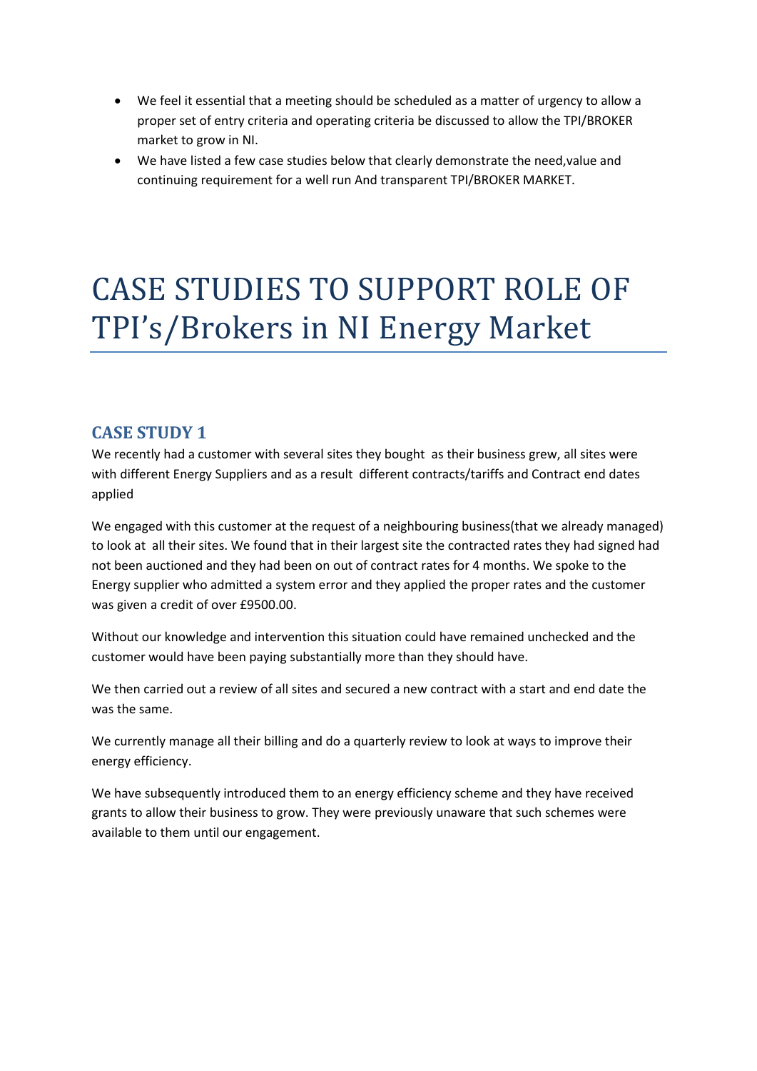- We feel it essential that a meeting should be scheduled as a matter of urgency to allow a proper set of entry criteria and operating criteria be discussed to allow the TPI/BROKER market to grow in NI.
- We have listed a few case studies below that clearly demonstrate the need,value and continuing requirement for a well run And transparent TPI/BROKER MARKET.

# CASE STUDIES TO SUPPORT ROLE OF TPI's/Brokers in NI Energy Market

## CASE STUDY 1

We recently had a customer with several sites they bought as their business grew, all sites were with different Energy Suppliers and as a result different contracts/tariffs and Contract end dates applied

We engaged with this customer at the request of a neighbouring business(that we already managed) to look at all their sites. We found that in their largest site the contracted rates they had signed had not been auctioned and they had been on out of contract rates for 4 months. We spoke to the Energy supplier who admitted a system error and they applied the proper rates and the customer was given a credit of over £9500.00.

Without our knowledge and intervention this situation could have remained unchecked and the customer would have been paying substantially more than they should have.

We then carried out a review of all sites and secured a new contract with a start and end date the was the same.

We currently manage all their billing and do a quarterly review to look at ways to improve their energy efficiency.

We have subsequently introduced them to an energy efficiency scheme and they have received grants to allow their business to grow. They were previously unaware that such schemes were available to them until our engagement.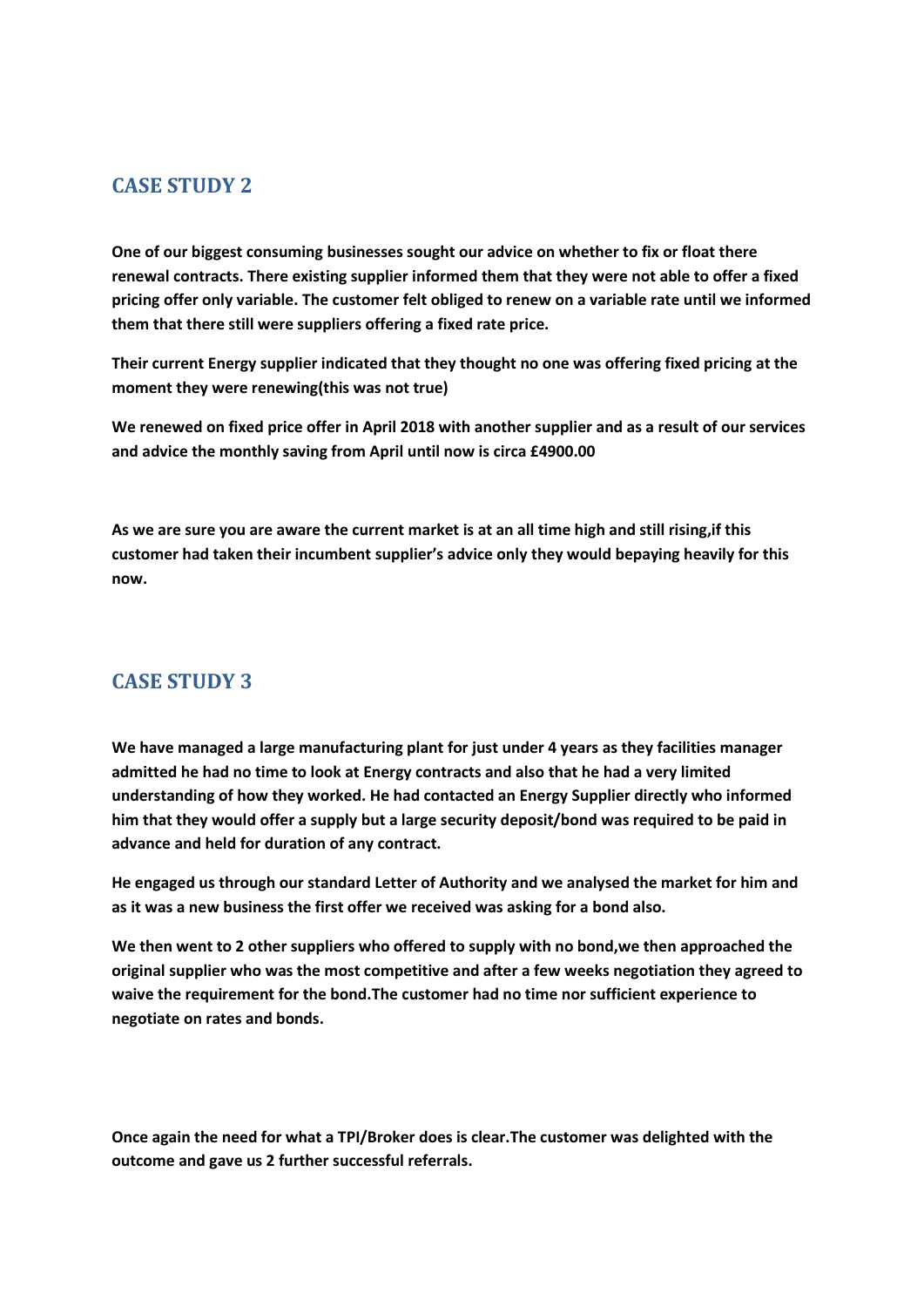## CASE STUDY 2

**One of our biggest consuming businesses sought our advice on whether to fix or float there renewal contracts. There existing supplier informed them that they were not able to offer a fixed pricing offer only variable. The customer felt obliged to renew on a variable rate until we informed them that there still were suppliers offering a fixed rate price.**

**Their current Energy supplier indicated that they thought no one was offering fixed pricing at the moment they were renewing(this was not true)**

**We renewed on fixed price offer in April 2018 with another supplier and as a result of our services and advice the monthly saving from April until now is circa £4900.00**

**As we are sure you are aware the current market is at an all time high and still rising,if this customer had taken their incumbent supplier's advice only they would bepaying heavily for this now.**

## CASE STUDY 3

**We have managed a large manufacturing plant for just under 4 years as they facilities manager admitted he had no time to look at Energy contracts and also that he had a very limited understanding of how they worked. He had contacted an Energy Supplier directly who informed him that they would offer a supply but a large security deposit/bond was required to be paid in advance and held for duration of any contract.**

**He engaged us through our standard Letter of Authority and we analysed the market for him and as it was a new business the first offer we received was asking for a bond also.**

**We then went to 2 other suppliers who offered to supply with no bond,we then approached the original supplier who was the most competitive and after a few weeks negotiation they agreed to waive the requirement for the bond.The customer had no time nor sufficient experience to negotiate on rates and bonds.**

**Once again the need for what a TPI/Broker does is clear.The customer was delighted with the outcome and gave us 2 further successful referrals.**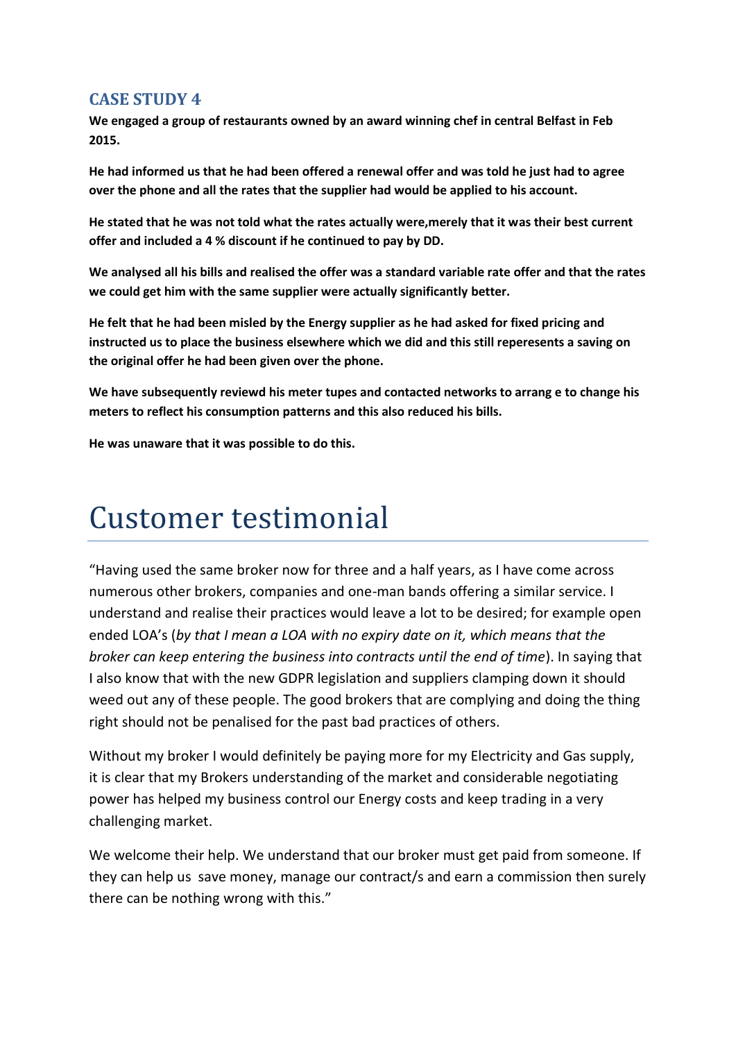## CASE STUDY 4

**We engaged a group of restaurants owned by an award winning chef in central Belfast in Feb 2015.**

**He had informed us that he had been offered a renewal offer and was told he just had to agree over the phone and all the rates that the supplier had would be applied to his account.**

**He stated that he was not told what the rates actually were,merely that it was their best current offer and included a 4 % discount if he continued to pay by DD.**

**We analysed all his bills and realised the offer was a standard variable rate offer and that the rates we could get him with the same supplier were actually significantly better.**

**He felt that he had been misled by the Energy supplier as he had asked for fixed pricing and instructed us to place the business elsewhere which we did and this still reperesents a saving on the original offer he had been given over the phone.**

**We have subsequently reviewd his meter tupes and contacted networks to arrang e to change his meters to reflect his consumption patterns and this also reduced his bills.**

**He was unaware that it was possible to do this.**

# Customer testimonial

"Having used the same broker now for three and a half years, as I have come across numerous other brokers, companies and one-man bands offering a similar service. I understand and realise their practices would leave a lot to be desired; for example open ended LOA's (*by that I mean a LOA with no expiry date on it, which means that the broker can keep entering the business into contracts until the end of time*). In saying that I also know that with the new GDPR legislation and suppliers clamping down it should weed out any of these people. The good brokers that are complying and doing the thing right should not be penalised for the past bad practices of others.

Without my broker I would definitely be paying more for my Electricity and Gas supply, it is clear that my Brokers understanding of the market and considerable negotiating power has helped my business control our Energy costs and keep trading in a very challenging market.

We welcome their help. We understand that our broker must get paid from someone. If they can help us save money, manage our contract/s and earn a commission then surely there can be nothing wrong with this."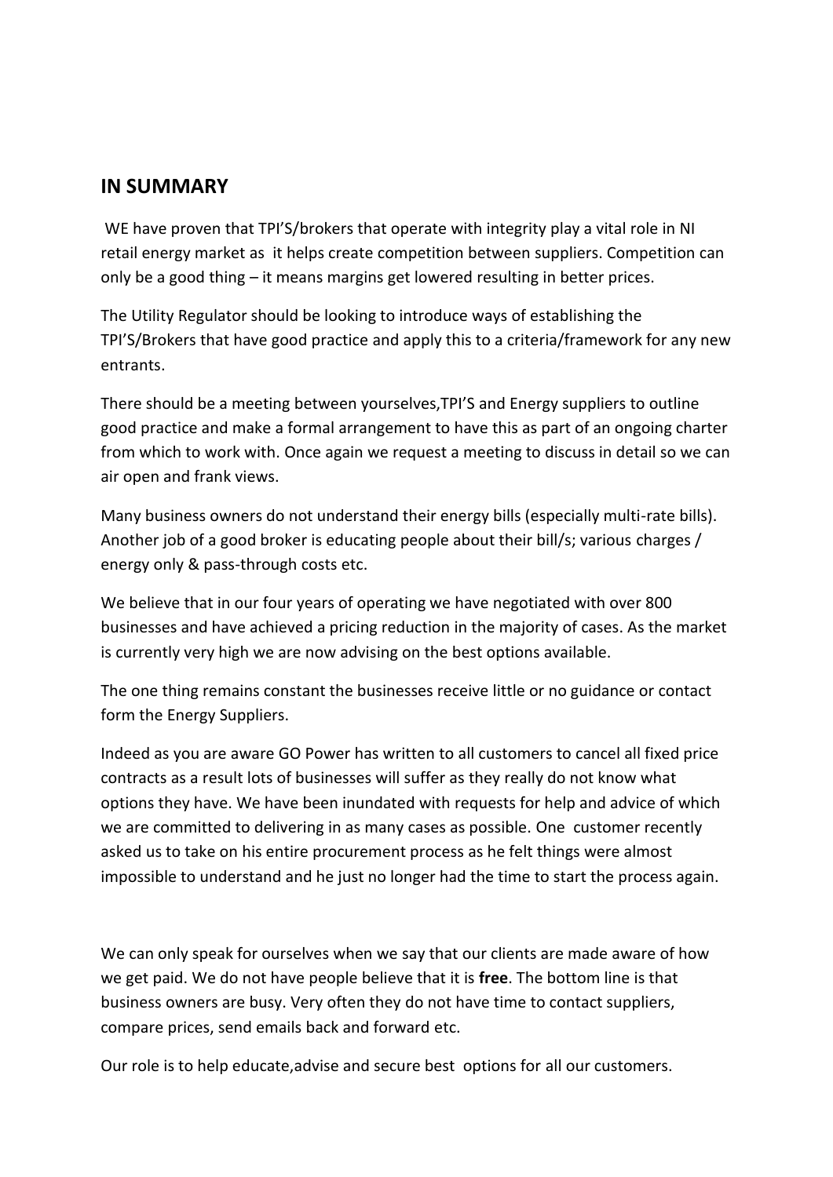## IN SUMMARY

WE have proven that TPI'S/brokers that operate with integrity play a vital role in NI retail energy market as it helps create competition between suppliers. Competition can only be a good thing – it means margins get lowered resulting in better prices.

The Utility Regulator should be looking to introduce ways of establishing the TPI'S/Brokers that have good practice and apply this to a criteria/framework for any new entrants.

There should be a meeting between yourselves,TPI'S and Energy suppliers to outline good practice and make a formal arrangement to have this as part of an ongoing charter from which to work with. Once again we request a meeting to discuss in detail so we can air open and frank views.

Many business owners do not understand their energy bills (especially multi-rate bills). Another job of a good broker is educating people about their bill/s; various charges / energy only & pass-through costs etc.

We believe that in our four years of operating we have negotiated with over 800 businesses and have achieved a pricing reduction in the majority of cases. As the market is currently very high we are now advising on the best options available.

The one thing remains constant the businesses receive little or no guidance or contact form the Energy Suppliers.

Indeed as you are aware GO Power has written to all customers to cancel all fixed price contracts as a result lots of businesses will suffer as they really do not know what options they have. We have been inundated with requests for help and advice of which we are committed to delivering in as many cases as possible. One customer recently asked us to take on his entire procurement process as he felt things were almost impossible to understand and he just no longer had the time to start the process again.

We can only speak for ourselves when we say that our clients are made aware of how we get paid. We do not have people believe that it is **free**. The bottom line is that business owners are busy. Very often they do not have time to contact suppliers, compare prices, send emails back and forward etc.

Our role is to help educate,advise and secure best options for all our customers.